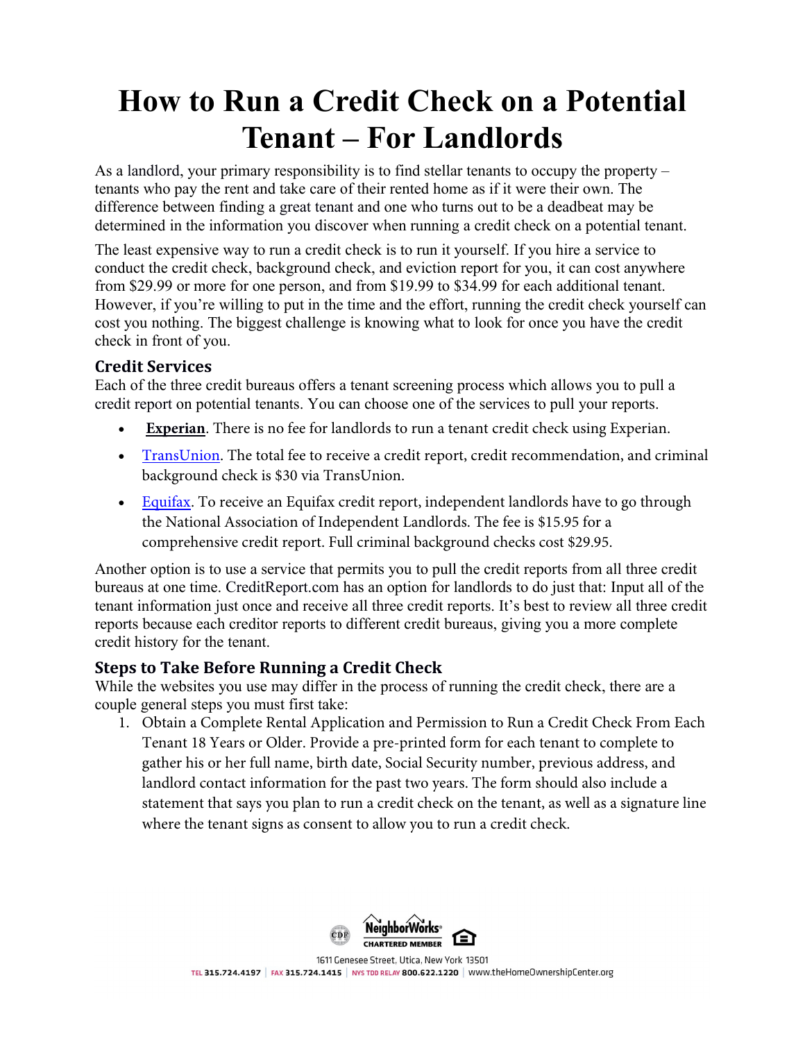# How to Run a Credit Check on a Potential Tenant – For Landlords

As a landlord, your primary responsibility is to find stellar tenants to occupy the property – tenants who pay the rent and take care of their rented home as if it were their own. The difference between finding a great tenant and one who turns out to be a deadbeat may be determined in the information you discover when running a credit check on a potential tenant.

The least expensive way to run a credit check is to run it yourself. If you hire a service to conduct the credit check, background check, and eviction report for you, it can cost anywhere from $29.99 or more for one person, and from $19.99 to $34.99 for each additional tenant. However, if you're willing to put in the time and the effort, running the credit check yourself can cost you nothing. The biggest challenge is knowing what to look for once you have the credit check in front of you.

### Credit Services

Each of the three credit bureaus offers a tenant screening process which allows you to pull a credit report on potential tenants. You can choose one of the services to pull your reports.

- **Experian**. There is no fee for landlords to run a tenant credit check using Experian.
- TransUnion. The total fee to receive a credit report, credit recommendation, and criminal background check is $30 via TransUnion.
- Equifax. To receive an Equifax credit report, independent landlords have to go through the National Association of Independent Landlords. The fee is $15.95 for a comprehensive credit report. Full criminal background checks cost $29.95.

Another option is to use a service that permits you to pull the credit reports from all three credit bureaus at one time. CreditReport.com has an option for landlords to do just that: Input all of the tenant information just once and receive all three credit reports. It's best to review all three credit reports because each creditor reports to different credit bureaus, giving you a more complete credit history for the tenant.

### Steps to Take Before Running a Credit Check

While the websites you use may differ in the process of running the credit check, there are a couple general steps you must first take:

1. Obtain a Complete Rental Application and Permission to Run a Credit Check From Each Tenant 18 Years or Older. Provide a pre-printed form for each tenant to complete to gather his or her full name, birth date, Social Security number, previous address, and landlord contact information for the past two years. The form should also include a statement that says you plan to run a credit check on the tenant, as well as a signature line where the tenant signs as consent to allow you to run a credit check.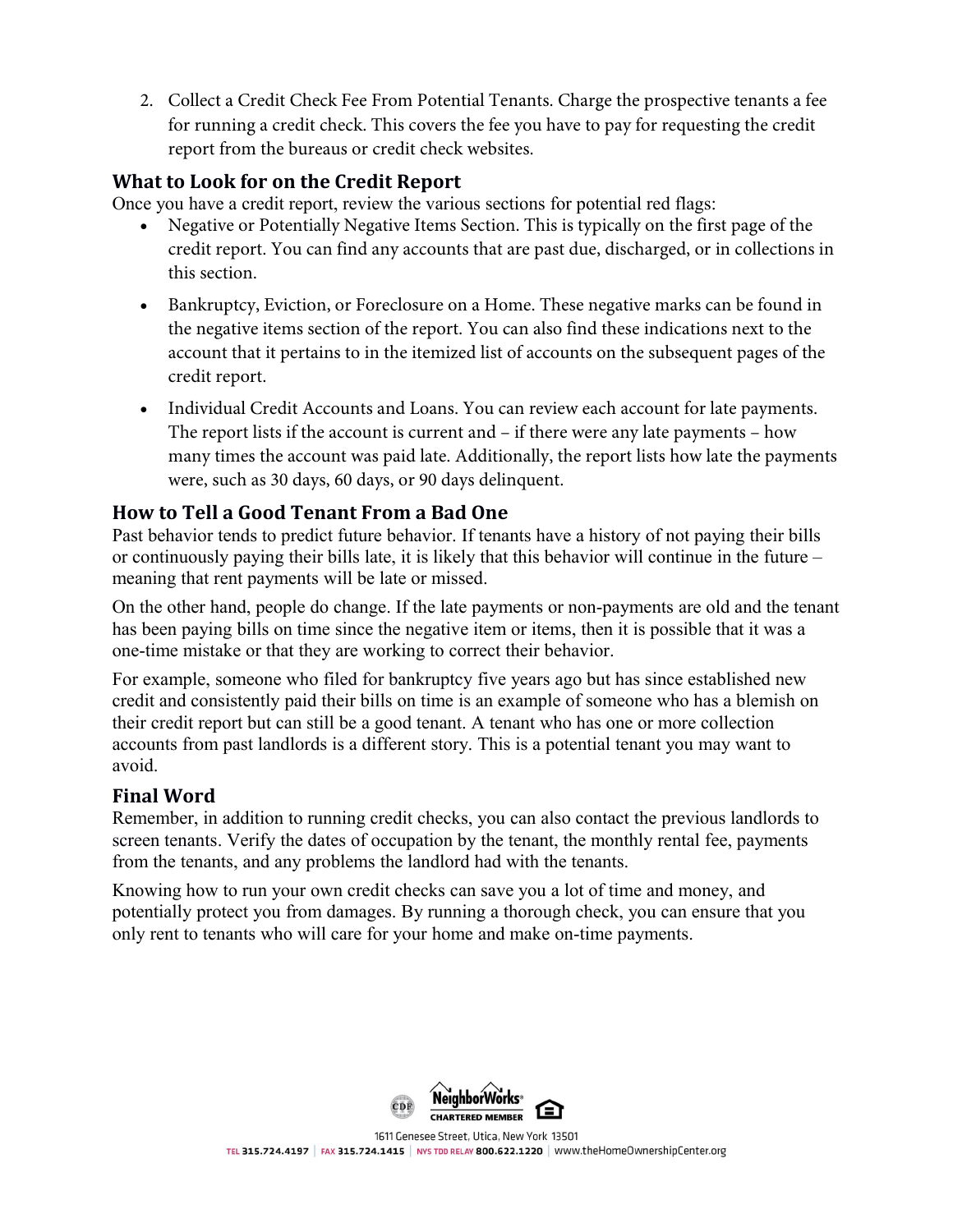2. Collect a Credit Check Fee From Potential Tenants. Charge the prospective tenants a fee for running a credit check. This covers the fee you have to pay for requesting the credit report from the bureaus or credit check websites.

## What to Look for on the Credit Report

Once you have a credit report, review the various sections for potential red flags:

- Negative or Potentially Negative Items Section. This is typically on the first page of the credit report. You can find any accounts that are past due, discharged, or in collections in this section.
- Bankruptcy, Eviction, or Foreclosure on a Home. These negative marks can be found in the negative items section of the report. You can also find these indications next to the account that it pertains to in the itemized list of accounts on the subsequent pages of the credit report.
- Individual Credit Accounts and Loans. You can review each account for late payments. The report lists if the account is current and – if there were any late payments – how many times the account was paid late. Additionally, the report lists how late the payments were, such as 30 days, 60 days, or 90 days delinquent.

## How to Tell a Good Tenant From a Bad One

Past behavior tends to predict future behavior. If tenants have a history of not paying their bills or continuously paying their bills late, it is likely that this behavior will continue in the future – meaning that rent payments will be late or missed.

On the other hand, people do change. If the late payments or non-payments are old and the tenant has been paying bills on time since the negative item or items, then it is possible that it was a one-time mistake or that they are working to correct their behavior.

For example, someone who filed for bankruptcy five years ago but has since established new credit and consistently paid their bills on time is an example of someone who has a blemish on their credit report but can still be a good tenant. A tenant who has one or more collection accounts from past landlords is a different story. This is a potential tenant you may want to avoid.

## Final Word

Remember, in addition to running credit checks, you can also contact the previous landlords to screen tenants. Verify the dates of occupation by the tenant, the monthly rental fee, payments from the tenants, and any problems the landlord had with the tenants.

Knowing how to run your own credit checks can save you a lot of time and money, and potentially protect you from damages. By running a thorough check, you can ensure that you only rent to tenants who will care for your home and make on-time payments.